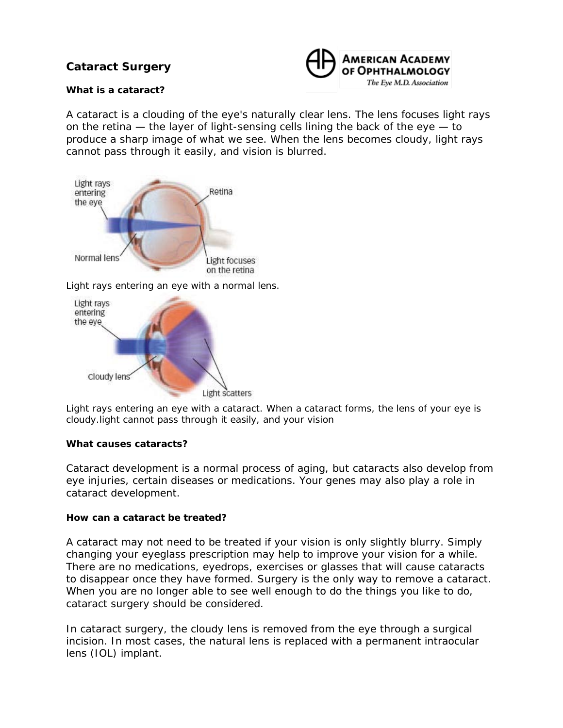# Cataract Surgery

AMERICAN ACADEMY OF OPHTHALMOLOGY
*The Eye M.D. Association*

### What is a cataract?

A cataract is a clouding of the eye's naturally clear lens. The lens focuses light rays on the retina — the layer of light-sensing cells lining the back of the eye — to produce a sharp image of what we see. When the lens becomes cloudy, light rays cannot pass through it easily, and vision is blurred.

Light rays entering the eye
Retina
Normal lens
Light focuses on the retina

Light rays entering an eye with a normal lens.

Light rays entering the eye
Cloudy lens
Light scatters

Light rays entering an eye with a cataract. When a cataract forms, the lens of your eye is cloudy.light cannot pass through it easily, and your vision

### What causes cataracts?

Cataract development is a normal process of aging, but cataracts also develop from eye injuries, certain diseases or medications. Your genes may also play a role in cataract development.

### How can a cataract be treated?

A cataract may not need to be treated if your vision is only slightly blurry. Simply changing your eyeglass prescription may help to improve your vision for a while. There are no medications, eyedrops, exercises or glasses that will cause cataracts to disappear once they have formed. Surgery is the only way to remove a cataract. When you are no longer able to see well enough to do the things you like to do, cataract surgery should be considered.

In cataract surgery, the cloudy lens is removed from the eye through a surgical incision. In most cases, the natural lens is replaced with a permanent intraocular lens (IOL) implant.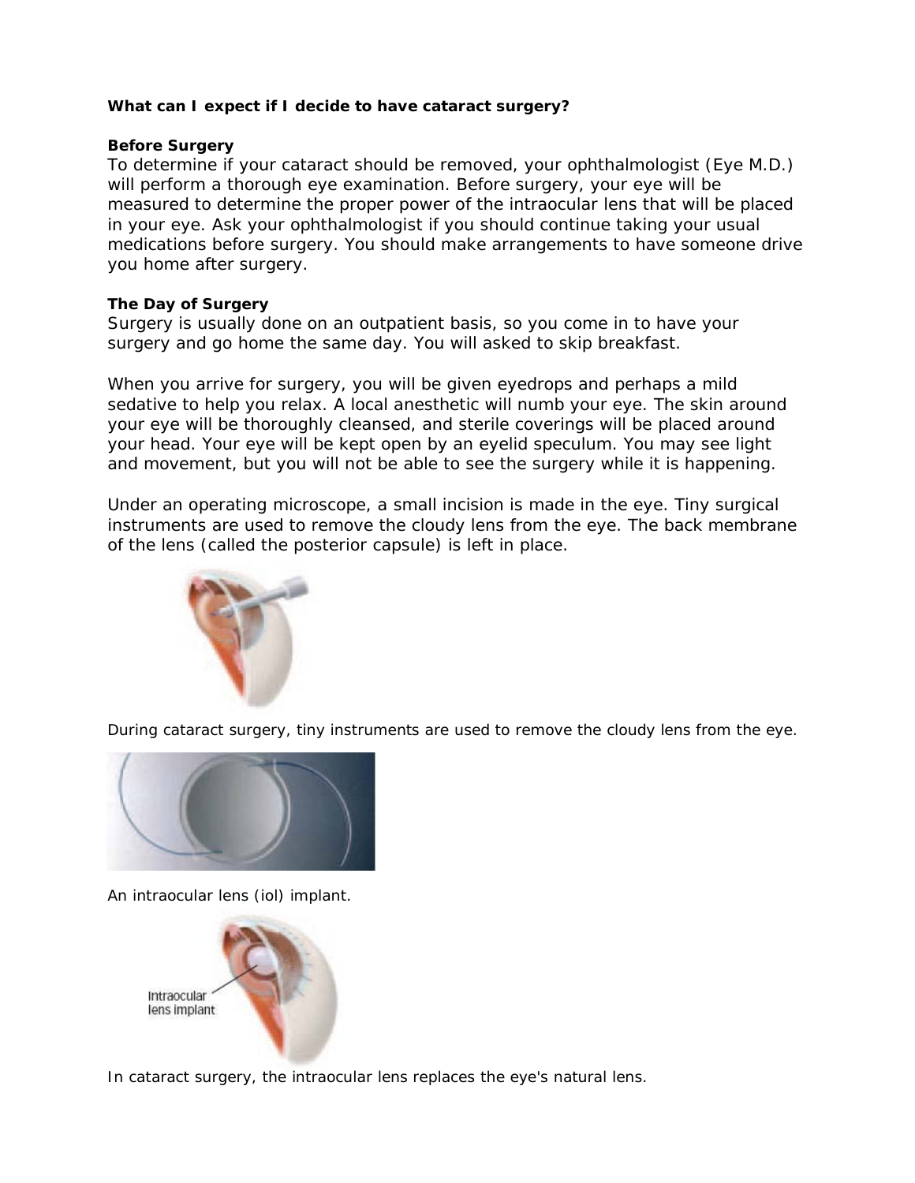**What can I expect if I decide to have cataract surgery?**

**Before Surgery**

To determine if your cataract should be removed, your ophthalmologist (Eye M.D.) will perform a thorough eye examination. Before surgery, your eye will be measured to determine the proper power of the intraocular lens that will be placed in your eye. Ask your ophthalmologist if you should continue taking your usual medications before surgery. You should make arrangements to have someone drive you home after surgery.

**The Day of Surgery**

Surgery is usually done on an outpatient basis, so you come in to have your surgery and go home the same day. You will asked to skip breakfast.

When you arrive for surgery, you will be given eyedrops and perhaps a mild sedative to help you relax. A local anesthetic will numb your eye. The skin around your eye will be thoroughly cleansed, and sterile coverings will be placed around your head. Your eye will be kept open by an eyelid speculum. You may see light and movement, but you will not be able to see the surgery while it is happening.

Under an operating microscope, a small incision is made in the eye. Tiny surgical instruments are used to remove the cloudy lens from the eye. The back membrane of the lens (called the posterior capsule) is left in place.

During cataract surgery, tiny instruments are used to remove the cloudy lens from the eye.

An intraocular lens (iol) implant.

In cataract surgery, the intraocular lens replaces the eye's natural lens.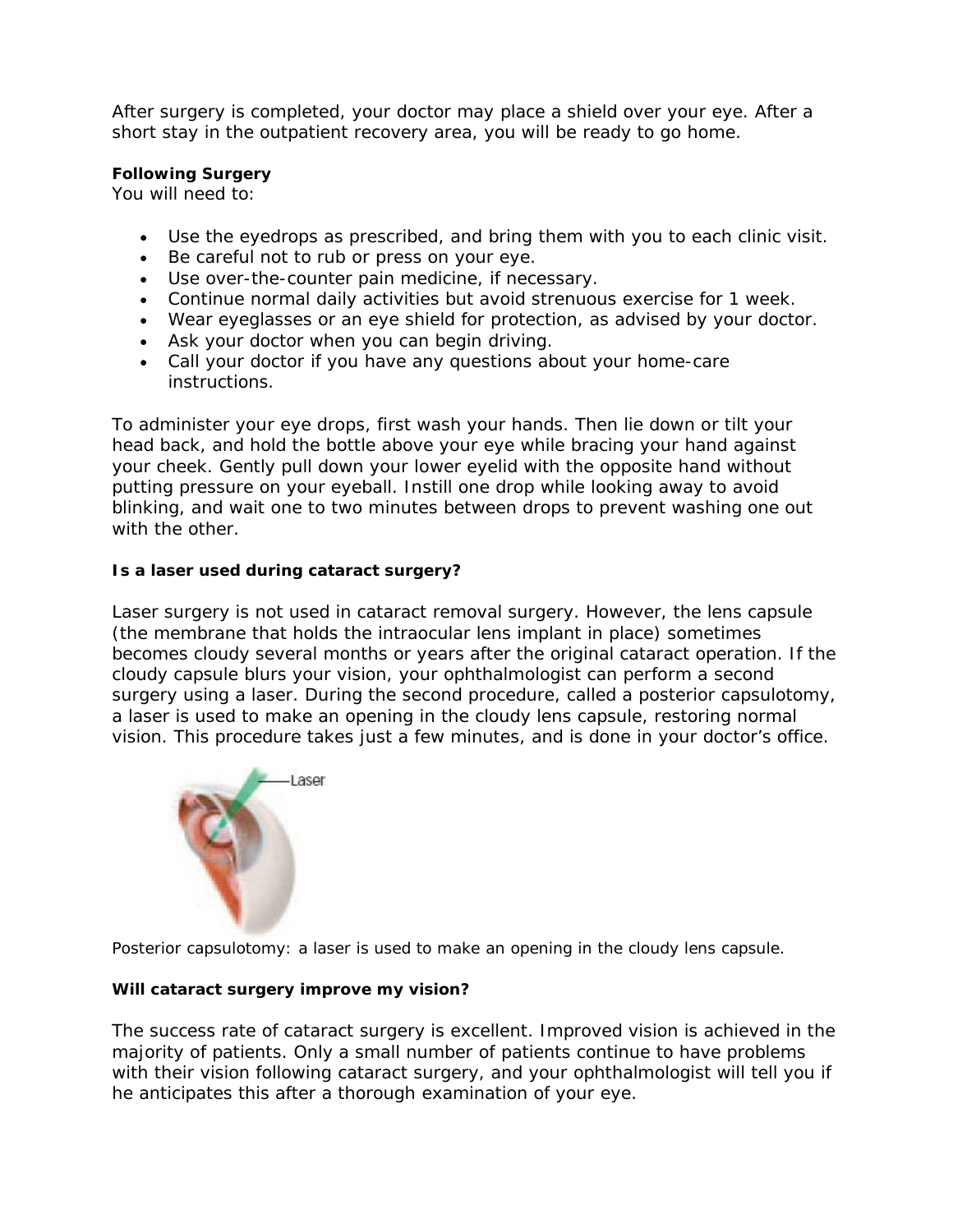After surgery is completed, your doctor may place a shield over your eye. After a short stay in the outpatient recovery area, you will be ready to go home.

**Following Surgery**
You will need to:

- Use the eyedrops as prescribed, and bring them with you to each clinic visit.
- Be careful not to rub or press on your eye.
- Use over-the-counter pain medicine, if necessary.
- Continue normal daily activities but avoid strenuous exercise for 1 week.
- Wear eyeglasses or an eye shield for protection, as advised by your doctor.
- Ask your doctor when you can begin driving.
- Call your doctor if you have any questions about your home-care instructions.

To administer your eye drops, first wash your hands. Then lie down or tilt your head back, and hold the bottle above your eye while bracing your hand against your cheek. Gently pull down your lower eyelid with the opposite hand without putting pressure on your eyeball. Instill one drop while looking away to avoid blinking, and wait one to two minutes between drops to prevent washing one out with the other.

**Is a laser used during cataract surgery?**

Laser surgery is not used in cataract removal surgery. However, the lens capsule (the membrane that holds the intraocular lens implant in place) sometimes becomes cloudy several months or years after the original cataract operation. If the cloudy capsule blurs your vision, your ophthalmologist can perform a second surgery using a laser. During the second procedure, called a posterior capsulotomy, a laser is used to make an opening in the cloudy lens capsule, restoring normal vision. This procedure takes just a few minutes, and is done in your doctor's office.

Posterior capsulotomy: a laser is used to make an opening in the cloudy lens capsule.

**Will cataract surgery improve my vision?**

The success rate of cataract surgery is excellent. Improved vision is achieved in the majority of patients. Only a small number of patients continue to have problems with their vision following cataract surgery, and your ophthalmologist will tell you if he anticipates this after a thorough examination of your eye.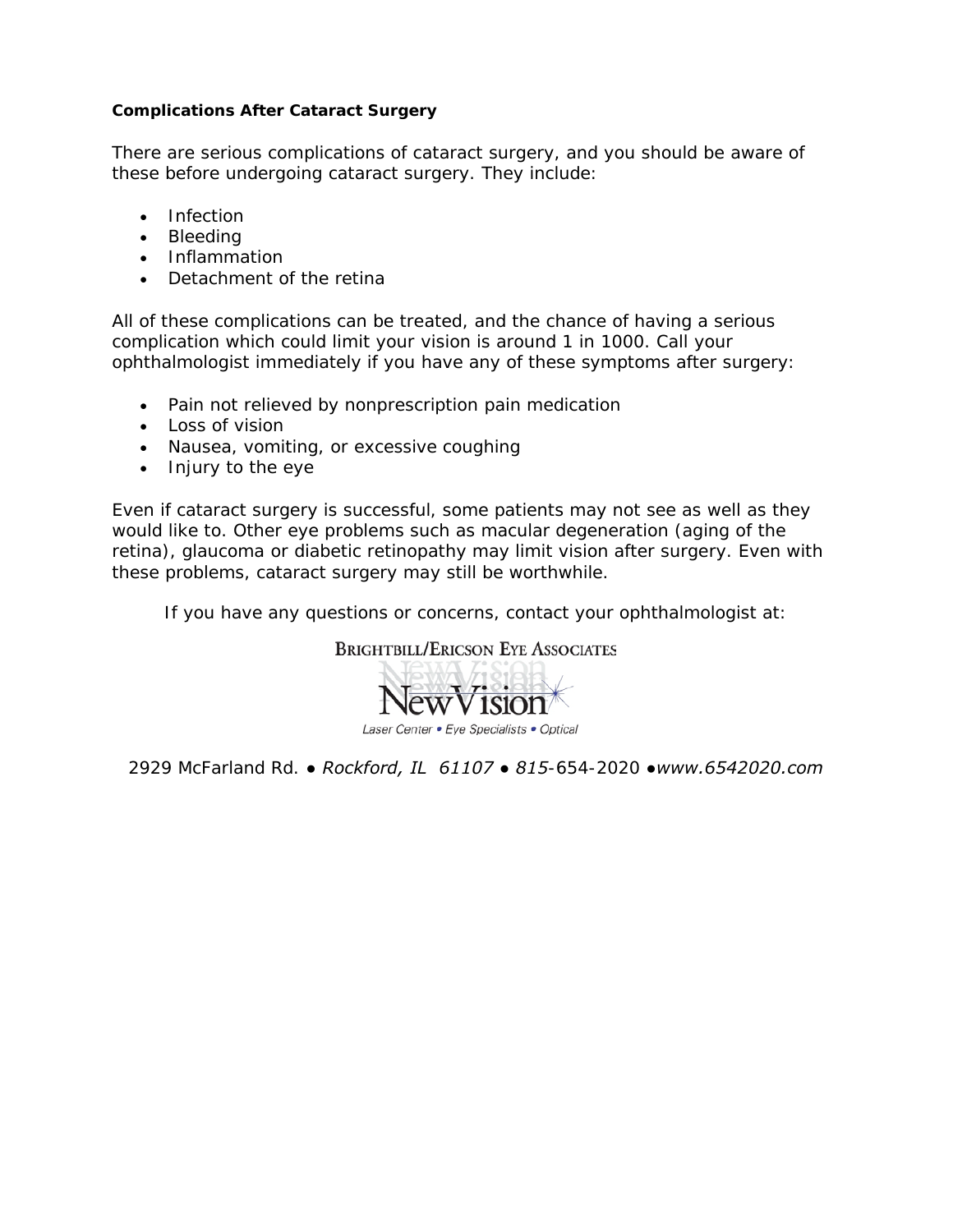**Complications After Cataract Surgery**

There are serious complications of cataract surgery, and you should be aware of these before undergoing cataract surgery. They include:

- Infection
- Bleeding
- Inflammation
- Detachment of the retina

All of these complications can be treated, and the chance of having a serious complication which could limit your vision is around 1 in 1000. Call your ophthalmologist immediately if you have any of these symptoms after surgery:

- Pain not relieved by nonprescription pain medication
- Loss of vision
- Nausea, vomiting, or excessive coughing
- Injury to the eye

Even if cataract surgery is successful, some patients may not see as well as they would like to. Other eye problems such as macular degeneration (aging of the retina), glaucoma or diabetic retinopathy may limit vision after surgery. Even with these problems, cataract surgery may still be worthwhile.

If you have any questions or concerns, contact your ophthalmologist at:

BRIGHTBILL/ERICSON EYE ASSOCIATES

NewVision

Laser Center • Eye Specialists • Optical

2929 McFarland Rd. ● *Rockford, IL 61107* ● *815*-654-2020 ●*www.6542020.com*